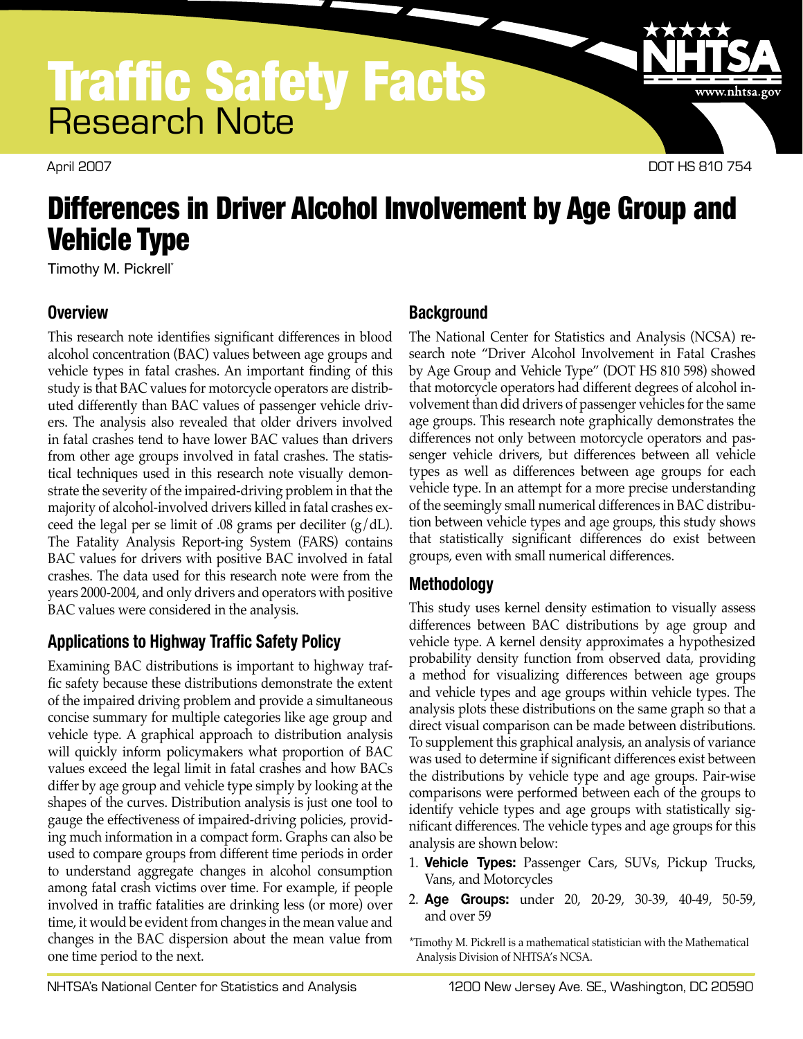# Traffic Safety Facts

## Research Note

April 2007

DOT HS 810 754

# Differences in Driver Alcohol Involvement by Age Group and Vehicle Type

Timothy M. Pickrell*

## Overview

This research note identifies significant differences in blood alcohol concentration (BAC) values between age groups and vehicle types in fatal crashes. An important finding of this study is that BAC values for motorcycle operators are distributed differently than BAC values of passenger vehicle drivers. The analysis also revealed that older drivers involved in fatal crashes tend to have lower BAC values than drivers from other age groups involved in fatal crashes. The statistical techniques used in this research note visually demonstrate the severity of the impaired-driving problem in that the majority of alcohol-involved drivers killed in fatal crashes exceed the legal per se limit of .08 grams per deciliter (g/dL). The Fatality Analysis Report-ing System (FARS) contains BAC values for drivers with positive BAC involved in fatal crashes. The data used for this research note were from the years 2000-2004, and only drivers and operators with positive BAC values were considered in the analysis.

## Applications to Highway Traffic Safety Policy

Examining BAC distributions is important to highway traffic safety because these distributions demonstrate the extent of the impaired driving problem and provide a simultaneous concise summary for multiple categories like age group and vehicle type. A graphical approach to distribution analysis will quickly inform policymakers what proportion of BAC values exceed the legal limit in fatal crashes and how BACs differ by age group and vehicle type simply by looking at the shapes of the curves. Distribution analysis is just one tool to gauge the effectiveness of impaired-driving policies, providing much information in a compact form. Graphs can also be used to compare groups from different time periods in order to understand aggregate changes in alcohol consumption among fatal crash victims over time. For example, if people involved in traffic fatalities are drinking less (or more) over time, it would be evident from changes in the mean value and changes in the BAC dispersion about the mean value from one time period to the next.

## Background

The National Center for Statistics and Analysis (NCSA) research note "Driver Alcohol Involvement in Fatal Crashes by Age Group and Vehicle Type" (DOT HS 810 598) showed that motorcycle operators had different degrees of alcohol involvement than did drivers of passenger vehicles for the same age groups. This research note graphically demonstrates the differences not only between motorcycle operators and passenger vehicle drivers, but differences between all vehicle types as well as differences between age groups for each vehicle type. In an attempt for a more precise understanding of the seemingly small numerical differences in BAC distribution between vehicle types and age groups, this study shows that statistically significant differences do exist between groups, even with small numerical differences.

## Methodology

This study uses kernel density estimation to visually assess differences between BAC distributions by age group and vehicle type. A kernel density approximates a hypothesized probability density function from observed data, providing a method for visualizing differences between age groups and vehicle types and age groups within vehicle types. The analysis plots these distributions on the same graph so that a direct visual comparison can be made between distributions. To supplement this graphical analysis, an analysis of variance was used to determine if significant differences exist between the distributions by vehicle type and age groups. Pair-wise comparisons were performed between each of the groups to identify vehicle types and age groups with statistically significant differences. The vehicle types and age groups for this analysis are shown below:

1. **Vehicle Types:** Passenger Cars, SUVs, Pickup Trucks, Vans, and Motorcycles
2. **Age Groups:** under 20, 20-29, 30-39, 40-49, 50-59, and over 59

*Timothy M. Pickrell is a mathematical statistician with the Mathematical Analysis Division of NHTSA's NCSA.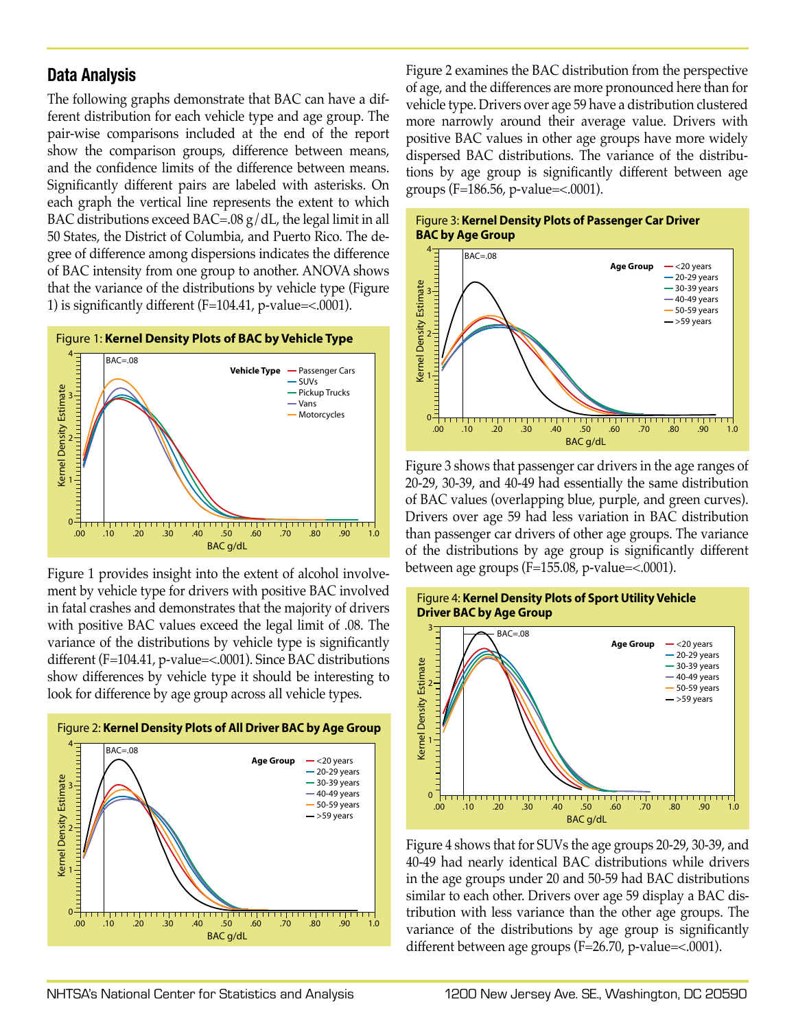## Data Analysis

The following graphs demonstrate that BAC can have a different distribution for each vehicle type and age group. The pair-wise comparisons included at the end of the report show the comparison groups, difference between means, and the confidence limits of the difference between means. Significantly different pairs are labeled with asterisks. On each graph the vertical line represents the extent to which BAC distributions exceed BAC=.08 g/dL, the legal limit in all 50 States, the District of Columbia, and Puerto Rico. The degree of difference among dispersions indicates the difference of BAC intensity from one group to another. ANOVA shows that the variance of the distributions by vehicle type (Figure 1) is significantly different (F=104.41, p-value=<.0001).

Figure 1: **Kernel Density Plots of BAC by Vehicle Type**

Figure 1 provides insight into the extent of alcohol involvement by vehicle type for drivers with positive BAC involved in fatal crashes and demonstrates that the majority of drivers with positive BAC values exceed the legal limit of .08. The variance of the distributions by vehicle type is significantly different (F=104.41, p-value=<.0001). Since BAC distributions show differences by vehicle type it should be interesting to look for difference by age group across all vehicle types.

Figure 2: **Kernel Density Plots of All Driver BAC by Age Group**

Figure 2 examines the BAC distribution from the perspective of age, and the differences are more pronounced here than for vehicle type. Drivers over age 59 have a distribution clustered more narrowly around their average value. Drivers with positive BAC values in other age groups have more widely dispersed BAC distributions. The variance of the distributions by age group is significantly different between age groups (F=186.56, p-value=<.0001).

Figure 3: **Kernel Density Plots of Passenger Car Driver BAC by Age Group**

Figure 3 shows that passenger car drivers in the age ranges of 20-29, 30-39, and 40-49 had essentially the same distribution of BAC values (overlapping blue, purple, and green curves). Drivers over age 59 had less variation in BAC distribution than passenger car drivers of other age groups. The variance of the distributions by age group is significantly different between age groups (F=155.08, p-value=<.0001).

Figure 4: **Kernel Density Plots of Sport Utility Vehicle Driver BAC by Age Group**

Figure 4 shows that for SUVs the age groups 20-29, 30-39, and 40-49 had nearly identical BAC distributions while drivers in the age groups under 20 and 50-59 had BAC distributions similar to each other. Drivers over age 59 display a BAC distribution with less variance than the other age groups. The variance of the distributions by age group is significantly different between age groups (F=26.70, p-value=<.0001).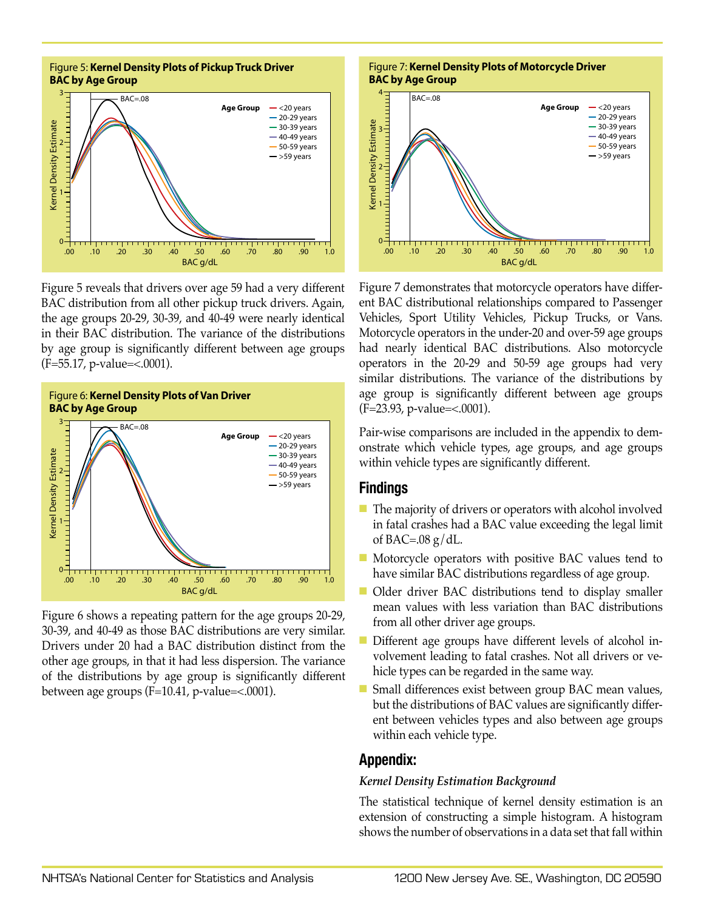Figure 5: **Kernel Density Plots of Pickup Truck Driver BAC by Age Group**

Figure 5 reveals that drivers over age 59 had a very different BAC distribution from all other pickup truck drivers. Again, the age groups 20-29, 30-39, and 40-49 were nearly identical in their BAC distribution. The variance of the distributions by age group is significantly different between age groups (F=55.17, p-value=<.0001).

Figure 6: **Kernel Density Plots of Van Driver BAC by Age Group**

Figure 6 shows a repeating pattern for the age groups 20-29, 30-39, and 40-49 as those BAC distributions are very similar. Drivers under 20 had a BAC distribution distinct from the other age groups, in that it had less dispersion. The variance of the distributions by age group is significantly different between age groups (F=10.41, p-value=<.0001).

Figure 7: **Kernel Density Plots of Motorcycle Driver BAC by Age Group**

Figure 7 demonstrates that motorcycle operators have different BAC distributional relationships compared to Passenger Vehicles, Sport Utility Vehicles, Pickup Trucks, or Vans. Motorcycle operators in the under-20 and over-59 age groups had nearly identical BAC distributions. Also motorcycle operators in the 20-29 and 50-59 age groups had very similar distributions. The variance of the distributions by age group is significantly different between age groups (F=23.93, p-value=<.0001).

Pair-wise comparisons are included in the appendix to demonstrate which vehicle types, age groups, and age groups within vehicle types are significantly different.

## Findings

- The majority of drivers or operators with alcohol involved in fatal crashes had a BAC value exceeding the legal limit of BAC=.08 g/dL.
- Motorcycle operators with positive BAC values tend to have similar BAC distributions regardless of age group.
- Older driver BAC distributions tend to display smaller mean values with less variation than BAC distributions from all other driver age groups.
- Different age groups have different levels of alcohol involvement leading to fatal crashes. Not all drivers or vehicle types can be regarded in the same way.
- Small differences exist between group BAC mean values, but the distributions of BAC values are significantly different between vehicles types and also between age groups within each vehicle type.

## Appendix:

*Kernel Density Estimation Background*

The statistical technique of kernel density estimation is an extension of constructing a simple histogram. A histogram shows the number of observations in a data set that fall within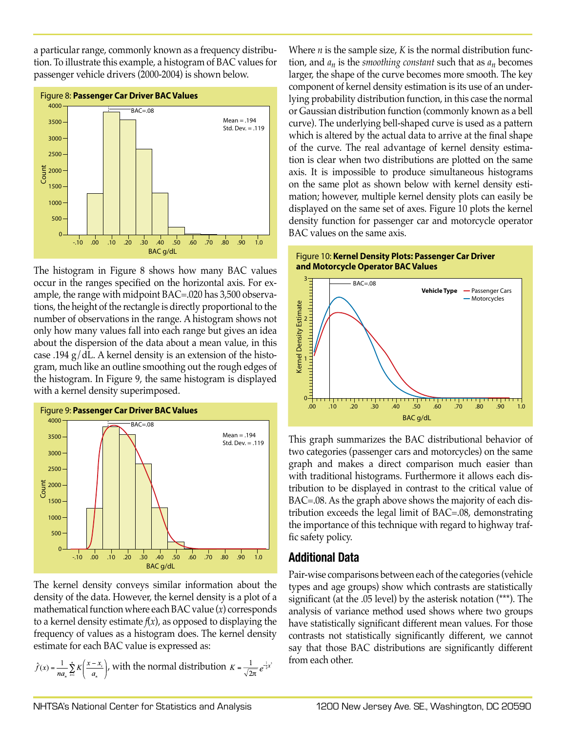a particular range, commonly known as a frequency distribution. To illustrate this example, a histogram of BAC values for passenger vehicle drivers (2000-2004) is shown below.

Figure 8: **Passenger Car Driver BAC Values**

The histogram in Figure 8 shows how many BAC values occur in the ranges specified on the horizontal axis. For example, the range with midpoint BAC=.020 has 3,500 observations, the height of the rectangle is directly proportional to the number of observations in the range. A histogram shows not only how many values fall into each range but gives an idea about the dispersion of the data about a mean value, in this case .194 g/dL. A kernel density is an extension of the histogram, much like an outline smoothing out the rough edges of the histogram. In Figure 9, the same histogram is displayed with a kernel density superimposed.

Figure 9: **Passenger Car Driver BAC Values**

The kernel density conveys similar information about the density of the data. However, the kernel density is a plot of a mathematical function where each BAC value ($x$) corresponds to a kernel density estimate $f(x)$, as opposed to displaying the frequency of values as a histogram does. The kernel density estimate for each BAC value is expressed as:

$$\hat{f}(x) = \frac{1}{na_n}\sum_{i=1}^{n} K\left(\frac{x - x_i}{a_n}\right), \text{ with the normal distribution } K = \frac{1}{\sqrt{2\pi}}e^{-\frac{1}{2}x^2}$$

Where $n$ is the sample size, $K$ is the normal distribution function, and $a_n$ is the *smoothing constant* such that as $a_n$ becomes larger, the shape of the curve becomes more smooth. The key component of kernel density estimation is its use of an underlying probability distribution function, in this case the normal or Gaussian distribution function (commonly known as a bell curve). The underlying bell-shaped curve is used as a pattern which is altered by the actual data to arrive at the final shape of the curve. The real advantage of kernel density estimation is clear when two distributions are plotted on the same axis. It is impossible to produce simultaneous histograms on the same plot as shown below with kernel density estimation; however, multiple kernel density plots can easily be displayed on the same set of axes. Figure 10 plots the kernel density function for passenger car and motorcycle operator BAC values on the same axis.

Figure 10: **Kernel Density Plots: Passenger Car Driver and Motorcycle Operator BAC Values**

This graph summarizes the BAC distributional behavior of two categories (passenger cars and motorcycles) on the same graph and makes a direct comparison much easier than with traditional histograms. Furthermore it allows each distribution to be displayed in contrast to the critical value of BAC=.08. As the graph above shows the majority of each distribution exceeds the legal limit of BAC=.08, demonstrating the importance of this technique with regard to highway traffic safety policy.

## Additional Data

Pair-wise comparisons between each of the categories (vehicle types and age groups) show which contrasts are statistically significant (at the .05 level) by the asterisk notation (***). The analysis of variance method used shows where two groups have statistically significant different mean values. For those contrasts not statistically significantly different, we cannot say that those BAC distributions are significantly different from each other.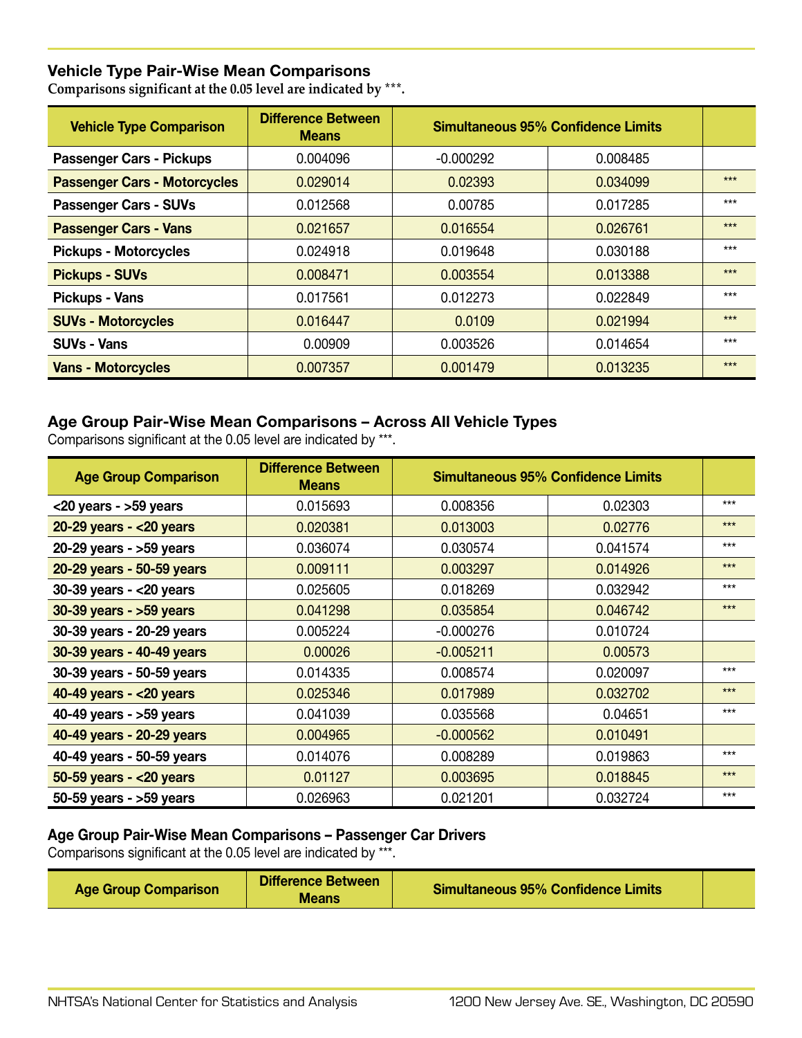### Vehicle Type Pair-Wise Mean Comparisons

**Comparisons significant at the 0.05 level are indicated by ***.**

| Vehicle Type Comparison | Difference Between Means | Simultaneous 95% Confidence Limits | | |
|---|---|---|---|---|
| Passenger Cars - Pickups | 0.004096 | -0.000292 | 0.008485 | |
| Passenger Cars - Motorcycles | 0.029014 | 0.02393 | 0.034099 | *** |
| Passenger Cars - SUVs | 0.012568 | 0.00785 | 0.017285 | *** |
| Passenger Cars - Vans | 0.021657 | 0.016554 | 0.026761 | *** |
| Pickups - Motorcycles | 0.024918 | 0.019648 | 0.030188 | *** |
| Pickups - SUVs | 0.008471 | 0.003554 | 0.013388 | *** |
| Pickups - Vans | 0.017561 | 0.012273 | 0.022849 | *** |
| SUVs - Motorcycles | 0.016447 | 0.0109 | 0.021994 | *** |
| SUVs - Vans | 0.00909 | 0.003526 | 0.014654 | *** |
| Vans - Motorcycles | 0.007357 | 0.001479 | 0.013235 | *** |

### Age Group Pair-Wise Mean Comparisons – Across All Vehicle Types

Comparisons significant at the 0.05 level are indicated by ***.

| Age Group Comparison | Difference Between Means | Simultaneous 95% Confidence Limits | | |
|---|---|---|---|---|
| <20 years - >59 years | 0.015693 | 0.008356 | 0.02303 | *** |
| 20-29 years - <20 years | 0.020381 | 0.013003 | 0.02776 | *** |
| 20-29 years - >59 years | 0.036074 | 0.030574 | 0.041574 | *** |
| 20-29 years - 50-59 years | 0.009111 | 0.003297 | 0.014926 | *** |
| 30-39 years - <20 years | 0.025605 | 0.018269 | 0.032942 | *** |
| 30-39 years - >59 years | 0.041298 | 0.035854 | 0.046742 | *** |
| 30-39 years - 20-29 years | 0.005224 | -0.000276 | 0.010724 | |
| 30-39 years - 40-49 years | 0.00026 | -0.005211 | 0.00573 | |
| 30-39 years - 50-59 years | 0.014335 | 0.008574 | 0.020097 | *** |
| 40-49 years - <20 years | 0.025346 | 0.017989 | 0.032702 | *** |
| 40-49 years - >59 years | 0.041039 | 0.035568 | 0.04651 | *** |
| 40-49 years - 20-29 years | 0.004965 | -0.000562 | 0.010491 | |
| 40-49 years - 50-59 years | 0.014076 | 0.008289 | 0.019863 | *** |
| 50-59 years - <20 years | 0.01127 | 0.003695 | 0.018845 | *** |
| 50-59 years - >59 years | 0.026963 | 0.021201 | 0.032724 | *** |

### Age Group Pair-Wise Mean Comparisons – Passenger Car Drivers

Comparisons significant at the 0.05 level are indicated by ***.

| Age Group Comparison | Difference Between Means | Simultaneous 95% Confidence Limits | | |
|---|---|---|---|---|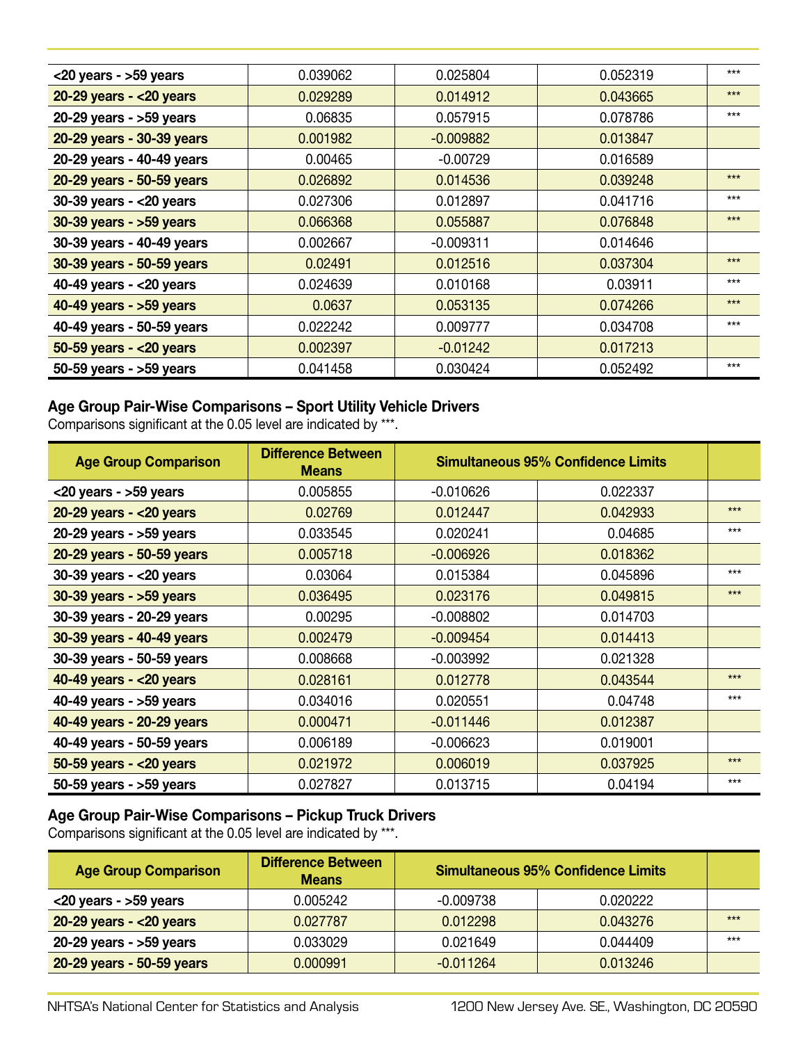| | | | | |
|---|---|---|---|---|
| <20 years - >59 years | 0.039062 | 0.025804 | 0.052319 | *** |
| 20-29 years - <20 years | 0.029289 | 0.014912 | 0.043665 | *** |
| 20-29 years - >59 years | 0.06835 | 0.057915 | 0.078786 | *** |
| 20-29 years - 30-39 years | 0.001982 | -0.009882 | 0.013847 | |
| 20-29 years - 40-49 years | 0.00465 | -0.00729 | 0.016589 | |
| 20-29 years - 50-59 years | 0.026892 | 0.014536 | 0.039248 | *** |
| 30-39 years - <20 years | 0.027306 | 0.012897 | 0.041716 | *** |
| 30-39 years - >59 years | 0.066368 | 0.055887 | 0.076848 | *** |
| 30-39 years - 40-49 years | 0.002667 | -0.009311 | 0.014646 | |
| 30-39 years - 50-59 years | 0.02491 | 0.012516 | 0.037304 | *** |
| 40-49 years - <20 years | 0.024639 | 0.010168 | 0.03911 | *** |
| 40-49 years - >59 years | 0.0637 | 0.053135 | 0.074266 | *** |
| 40-49 years - 50-59 years | 0.022242 | 0.009777 | 0.034708 | *** |
| 50-59 years - <20 years | 0.002397 | -0.01242 | 0.017213 | |
| 50-59 years - >59 years | 0.041458 | 0.030424 | 0.052492 | *** |

### Age Group Pair-Wise Comparisons – Sport Utility Vehicle Drivers

Comparisons significant at the 0.05 level are indicated by ***.

| Age Group Comparison | Difference Between Means | Simultaneous 95% Confidence Limits | | |
|---|---|---|---|---|
| <20 years - >59 years | 0.005855 | -0.010626 | 0.022337 | |
| 20-29 years - <20 years | 0.02769 | 0.012447 | 0.042933 | *** |
| 20-29 years - >59 years | 0.033545 | 0.020241 | 0.04685 | *** |
| 20-29 years - 50-59 years | 0.005718 | -0.006926 | 0.018362 | |
| 30-39 years - <20 years | 0.03064 | 0.015384 | 0.045896 | *** |
| 30-39 years - >59 years | 0.036495 | 0.023176 | 0.049815 | *** |
| 30-39 years - 20-29 years | 0.00295 | -0.008802 | 0.014703 | |
| 30-39 years - 40-49 years | 0.002479 | -0.009454 | 0.014413 | |
| 30-39 years - 50-59 years | 0.008668 | -0.003992 | 0.021328 | |
| 40-49 years - <20 years | 0.028161 | 0.012778 | 0.043544 | *** |
| 40-49 years - >59 years | 0.034016 | 0.020551 | 0.04748 | *** |
| 40-49 years - 20-29 years | 0.000471 | -0.011446 | 0.012387 | |
| 40-49 years - 50-59 years | 0.006189 | -0.006623 | 0.019001 | |
| 50-59 years - <20 years | 0.021972 | 0.006019 | 0.037925 | *** |
| 50-59 years - >59 years | 0.027827 | 0.013715 | 0.04194 | *** |

### Age Group Pair-Wise Comparisons – Pickup Truck Drivers

Comparisons significant at the 0.05 level are indicated by ***.

| Age Group Comparison | Difference Between Means | Simultaneous 95% Confidence Limits | | |
|---|---|---|---|---|
| <20 years - >59 years | 0.005242 | -0.009738 | 0.020222 | |
| 20-29 years - <20 years | 0.027787 | 0.012298 | 0.043276 | *** |
| 20-29 years - >59 years | 0.033029 | 0.021649 | 0.044409 | *** |
| 20-29 years - 50-59 years | 0.000991 | -0.011264 | 0.013246 | |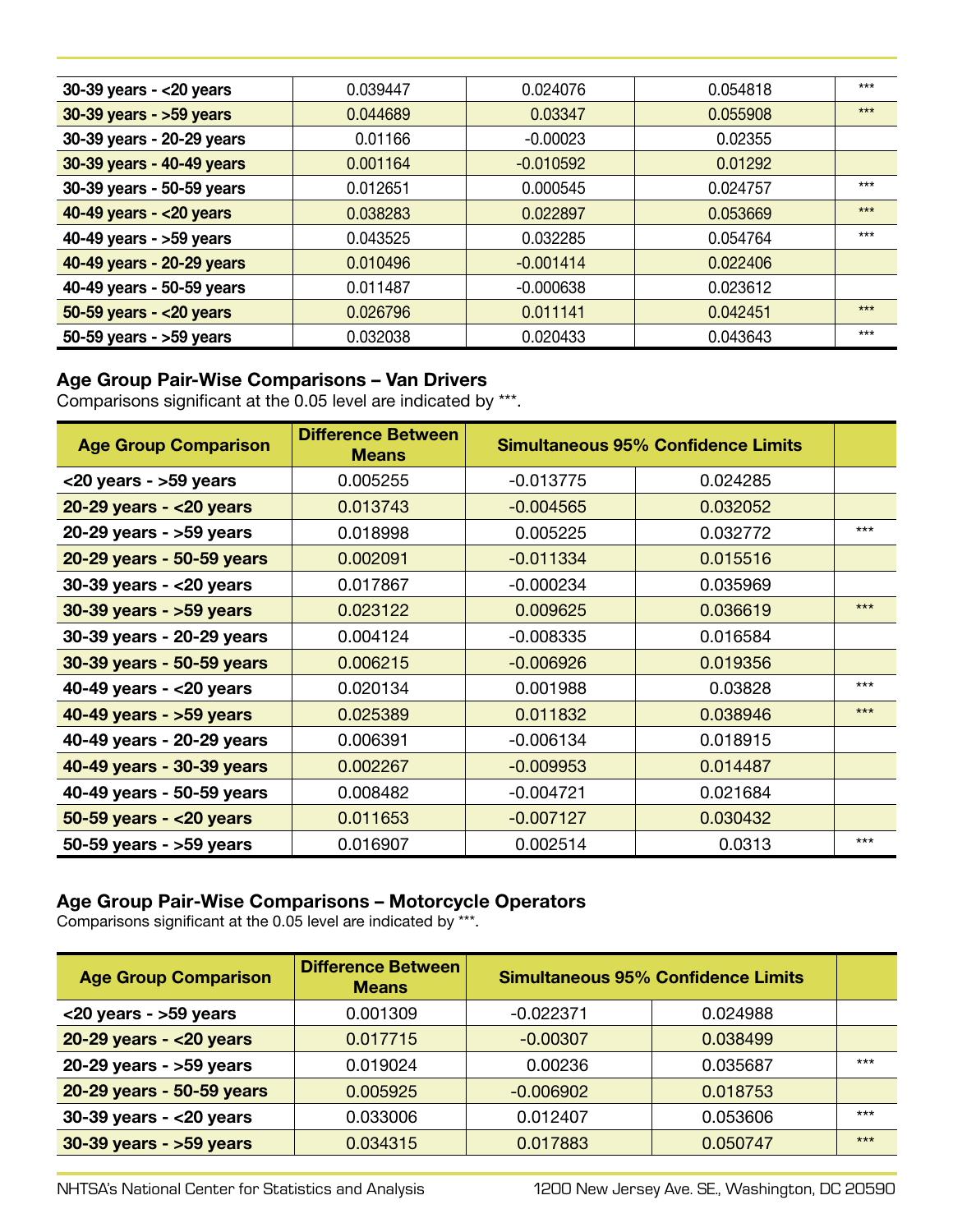| | | | | |
|---|---|---|---|---|
| 30-39 years - <20 years | 0.039447 | 0.024076 | 0.054818 | *** |
| 30-39 years - >59 years | 0.044689 | 0.03347 | 0.055908 | *** |
| 30-39 years - 20-29 years | 0.01166 | -0.00023 | 0.02355 | |
| 30-39 years - 40-49 years | 0.001164 | -0.010592 | 0.01292 | |
| 30-39 years - 50-59 years | 0.012651 | 0.000545 | 0.024757 | *** |
| 40-49 years - <20 years | 0.038283 | 0.022897 | 0.053669 | *** |
| 40-49 years - >59 years | 0.043525 | 0.032285 | 0.054764 | *** |
| 40-49 years - 20-29 years | 0.010496 | -0.001414 | 0.022406 | |
| 40-49 years - 50-59 years | 0.011487 | -0.000638 | 0.023612 | |
| 50-59 years - <20 years | 0.026796 | 0.011141 | 0.042451 | *** |
| 50-59 years - >59 years | 0.032038 | 0.020433 | 0.043643 | *** |

### Age Group Pair-Wise Comparisons – Van Drivers

Comparisons significant at the 0.05 level are indicated by ***.

| Age Group Comparison | Difference Between Means | Simultaneous 95% Confidence Limits | | |
|---|---|---|---|---|
| <20 years - >59 years | 0.005255 | -0.013775 | 0.024285 | |
| 20-29 years - <20 years | 0.013743 | -0.004565 | 0.032052 | |
| 20-29 years - >59 years | 0.018998 | 0.005225 | 0.032772 | *** |
| 20-29 years - 50-59 years | 0.002091 | -0.011334 | 0.015516 | |
| 30-39 years - <20 years | 0.017867 | -0.000234 | 0.035969 | |
| 30-39 years - >59 years | 0.023122 | 0.009625 | 0.036619 | *** |
| 30-39 years - 20-29 years | 0.004124 | -0.008335 | 0.016584 | |
| 30-39 years - 50-59 years | 0.006215 | -0.006926 | 0.019356 | |
| 40-49 years - <20 years | 0.020134 | 0.001988 | 0.03828 | *** |
| 40-49 years - >59 years | 0.025389 | 0.011832 | 0.038946 | *** |
| 40-49 years - 20-29 years | 0.006391 | -0.006134 | 0.018915 | |
| 40-49 years - 30-39 years | 0.002267 | -0.009953 | 0.014487 | |
| 40-49 years - 50-59 years | 0.008482 | -0.004721 | 0.021684 | |
| 50-59 years - <20 years | 0.011653 | -0.007127 | 0.030432 | |
| 50-59 years - >59 years | 0.016907 | 0.002514 | 0.0313 | *** |

### Age Group Pair-Wise Comparisons – Motorcycle Operators

Comparisons significant at the 0.05 level are indicated by ***.

| Age Group Comparison | Difference Between Means | Simultaneous 95% Confidence Limits | | |
|---|---|---|---|---|
| <20 years - >59 years | 0.001309 | -0.022371 | 0.024988 | |
| 20-29 years - <20 years | 0.017715 | -0.00307 | 0.038499 | |
| 20-29 years - >59 years | 0.019024 | 0.00236 | 0.035687 | *** |
| 20-29 years - 50-59 years | 0.005925 | -0.006902 | 0.018753 | |
| 30-39 years - <20 years | 0.033006 | 0.012407 | 0.053606 | *** |
| 30-39 years - >59 years | 0.034315 | 0.017883 | 0.050747 | *** |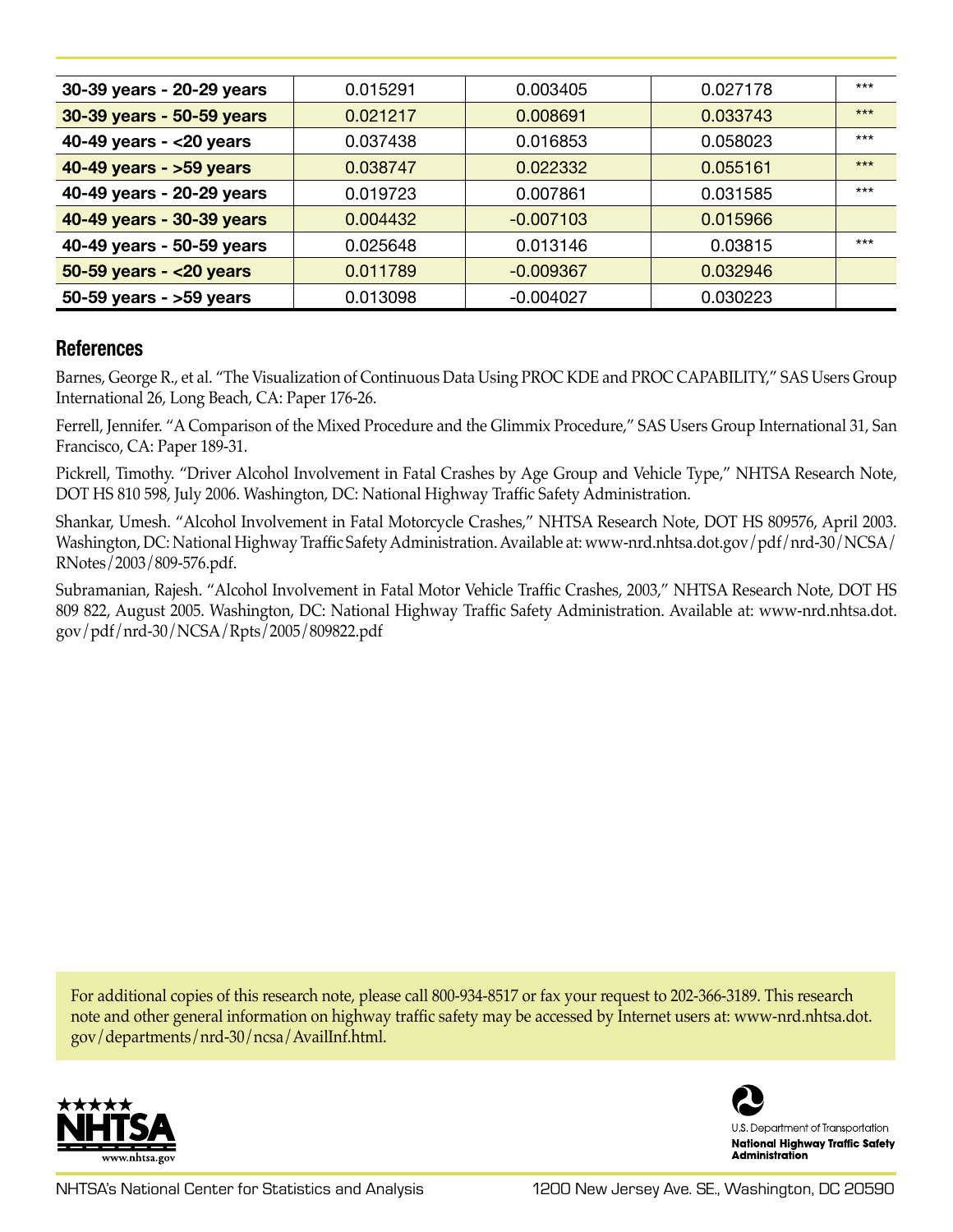| | | | | |
|---|---|---|---|---|
| 30-39 years - 20-29 years | 0.015291 | 0.003405 | 0.027178 | *** |
| 30-39 years - 50-59 years | 0.021217 | 0.008691 | 0.033743 | *** |
| 40-49 years - <20 years | 0.037438 | 0.016853 | 0.058023 | *** |
| 40-49 years - >59 years | 0.038747 | 0.022332 | 0.055161 | *** |
| 40-49 years - 20-29 years | 0.019723 | 0.007861 | 0.031585 | *** |
| 40-49 years - 30-39 years | 0.004432 | -0.007103 | 0.015966 | |
| 40-49 years - 50-59 years | 0.025648 | 0.013146 | 0.03815 | *** |
| 50-59 years - <20 years | 0.011789 | -0.009367 | 0.032946 | |
| 50-59 years - >59 years | 0.013098 | -0.004027 | 0.030223 | |

## References

Barnes, George R., et al. "The Visualization of Continuous Data Using PROC KDE and PROC CAPABILITY," SAS Users Group International 26, Long Beach, CA: Paper 176-26.

Ferrell, Jennifer. "A Comparison of the Mixed Procedure and the Glimmix Procedure," SAS Users Group International 31, San Francisco, CA: Paper 189-31.

Pickrell, Timothy. "Driver Alcohol Involvement in Fatal Crashes by Age Group and Vehicle Type," NHTSA Research Note, DOT HS 810 598, July 2006. Washington, DC: National Highway Traffic Safety Administration.

Shankar, Umesh. "Alcohol Involvement in Fatal Motorcycle Crashes," NHTSA Research Note, DOT HS 809576, April 2003. Washington, DC: National Highway Traffic Safety Administration. Available at: www-nrd.nhtsa.dot.gov/pdf/nrd-30/NCSA/RNotes/2003/809-576.pdf.

Subramanian, Rajesh. "Alcohol Involvement in Fatal Motor Vehicle Traffic Crashes, 2003," NHTSA Research Note, DOT HS 809 822, August 2005. Washington, DC: National Highway Traffic Safety Administration. Available at: www-nrd.nhtsa.dot.gov/pdf/nrd-30/NCSA/Rpts/2005/809822.pdf

For additional copies of this research note, please call 800-934-8517 or fax your request to 202-366-3189. This research note and other general information on highway traffic safety may be accessed by Internet users at: www-nrd.nhtsa.dot.gov/departments/nrd-30/ncsa/AvailInf.html.

NHTSA
www.nhtsa.gov

U.S. Department of Transportation
**National Highway Traffic Safety Administration**

NHTSA's National Center for Statistics and Analysis

1200 New Jersey Ave. SE., Washington, DC 20590